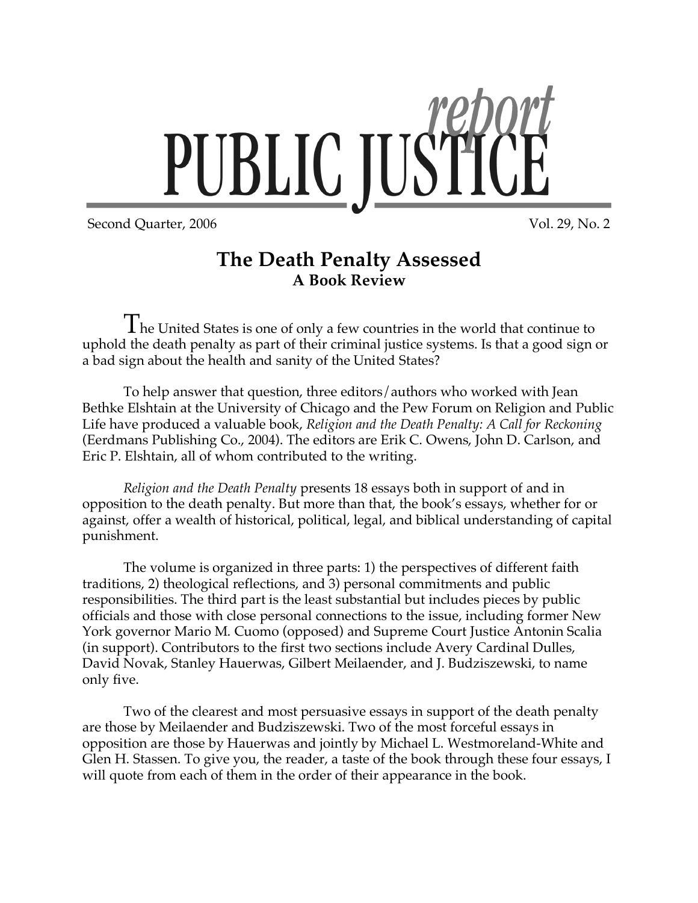# PUBLIC JUSTICE *report*

Second Quarter, 2006 Vol. 29, No. 2

## The Death Penalty Assessed

### A Book Review

The United States is one of only a few countries in the world that continue to uphold the death penalty as part of their criminal justice systems. Is that a good sign or a bad sign about the health and sanity of the United States?

To help answer that question, three editors/authors who worked with Jean Bethke Elshtain at the University of Chicago and the Pew Forum on Religion and Public Life have produced a valuable book, *Religion and the Death Penalty: A Call for Reckoning* (Eerdmans Publishing Co., 2004). The editors are Erik C. Owens, John D. Carlson, and Eric P. Elshtain, all of whom contributed to the writing.

*Religion and the Death Penalty* presents 18 essays both in support of and in opposition to the death penalty. But more than that, the book's essays, whether for or against, offer a wealth of historical, political, legal, and biblical understanding of capital punishment.

The volume is organized in three parts: 1) the perspectives of different faith traditions, 2) theological reflections, and 3) personal commitments and public responsibilities. The third part is the least substantial but includes pieces by public officials and those with close personal connections to the issue, including former New York governor Mario M. Cuomo (opposed) and Supreme Court Justice Antonin Scalia (in support). Contributors to the first two sections include Avery Cardinal Dulles, David Novak, Stanley Hauerwas, Gilbert Meilaender, and J. Budziszewski, to name only five.

Two of the clearest and most persuasive essays in support of the death penalty are those by Meilaender and Budziszewski. Two of the most forceful essays in opposition are those by Hauerwas and jointly by Michael L. Westmoreland-White and Glen H. Stassen. To give you, the reader, a taste of the book through these four essays, I will quote from each of them in the order of their appearance in the book.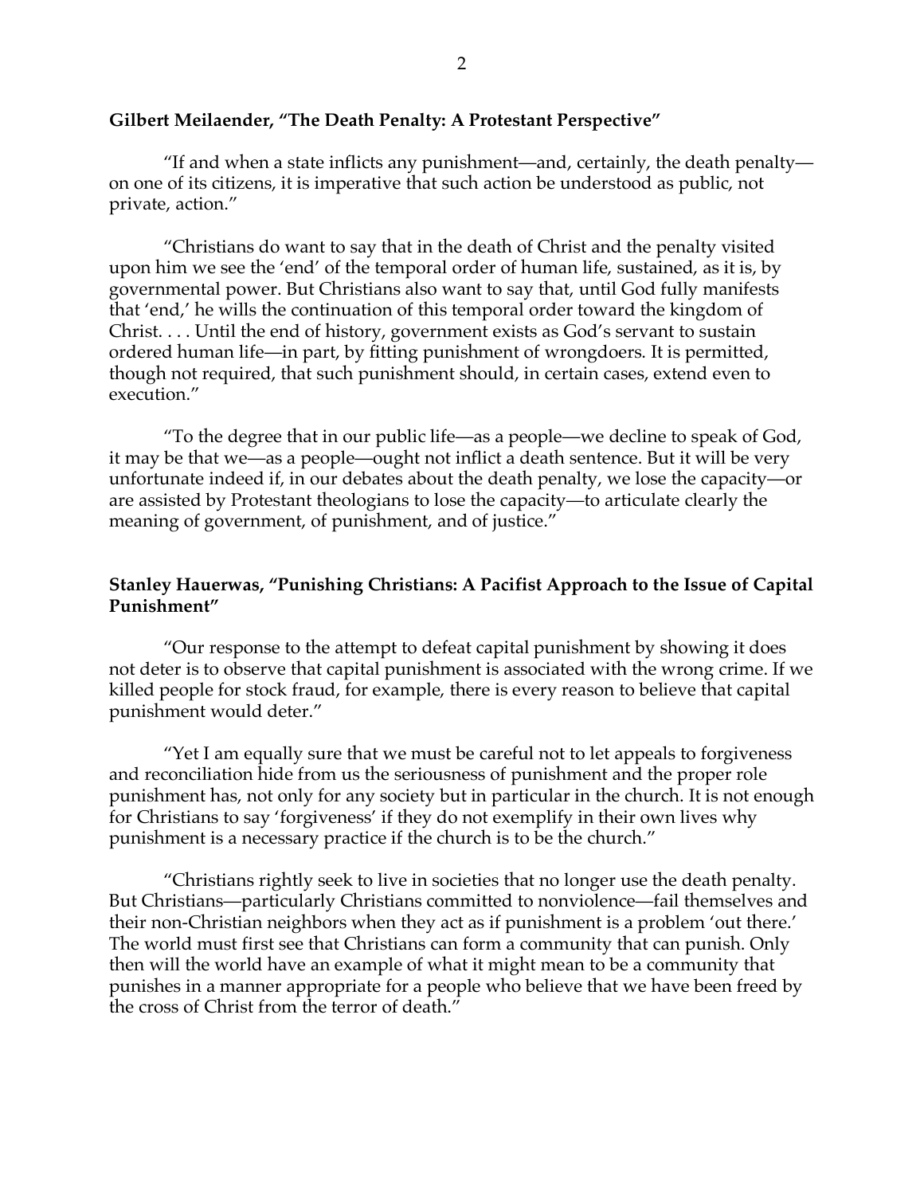**Gilbert Meilaender, "The Death Penalty: A Protestant Perspective"**

"If and when a state inflicts any punishment—and, certainly, the death penalty—on one of its citizens, it is imperative that such action be understood as public, not private, action."

"Christians do want to say that in the death of Christ and the penalty visited upon him we see the 'end' of the temporal order of human life, sustained, as it is, by governmental power. But Christians also want to say that, until God fully manifests that 'end,' he wills the continuation of this temporal order toward the kingdom of Christ. . . . Until the end of history, government exists as God's servant to sustain ordered human life—in part, by fitting punishment of wrongdoers. It is permitted, though not required, that such punishment should, in certain cases, extend even to execution."

"To the degree that in our public life—as a people—we decline to speak of God, it may be that we—as a people—ought not inflict a death sentence. But it will be very unfortunate indeed if, in our debates about the death penalty, we lose the capacity—or are assisted by Protestant theologians to lose the capacity—to articulate clearly the meaning of government, of punishment, and of justice."

**Stanley Hauerwas, "Punishing Christians: A Pacifist Approach to the Issue of Capital Punishment"**

"Our response to the attempt to defeat capital punishment by showing it does not deter is to observe that capital punishment is associated with the wrong crime. If we killed people for stock fraud, for example, there is every reason to believe that capital punishment would deter."

"Yet I am equally sure that we must be careful not to let appeals to forgiveness and reconciliation hide from us the seriousness of punishment and the proper role punishment has, not only for any society but in particular in the church. It is not enough for Christians to say 'forgiveness' if they do not exemplify in their own lives why punishment is a necessary practice if the church is to be the church."

"Christians rightly seek to live in societies that no longer use the death penalty. But Christians—particularly Christians committed to nonviolence—fail themselves and their non-Christian neighbors when they act as if punishment is a problem 'out there.' The world must first see that Christians can form a community that can punish. Only then will the world have an example of what it might mean to be a community that punishes in a manner appropriate for a people who believe that we have been freed by the cross of Christ from the terror of death."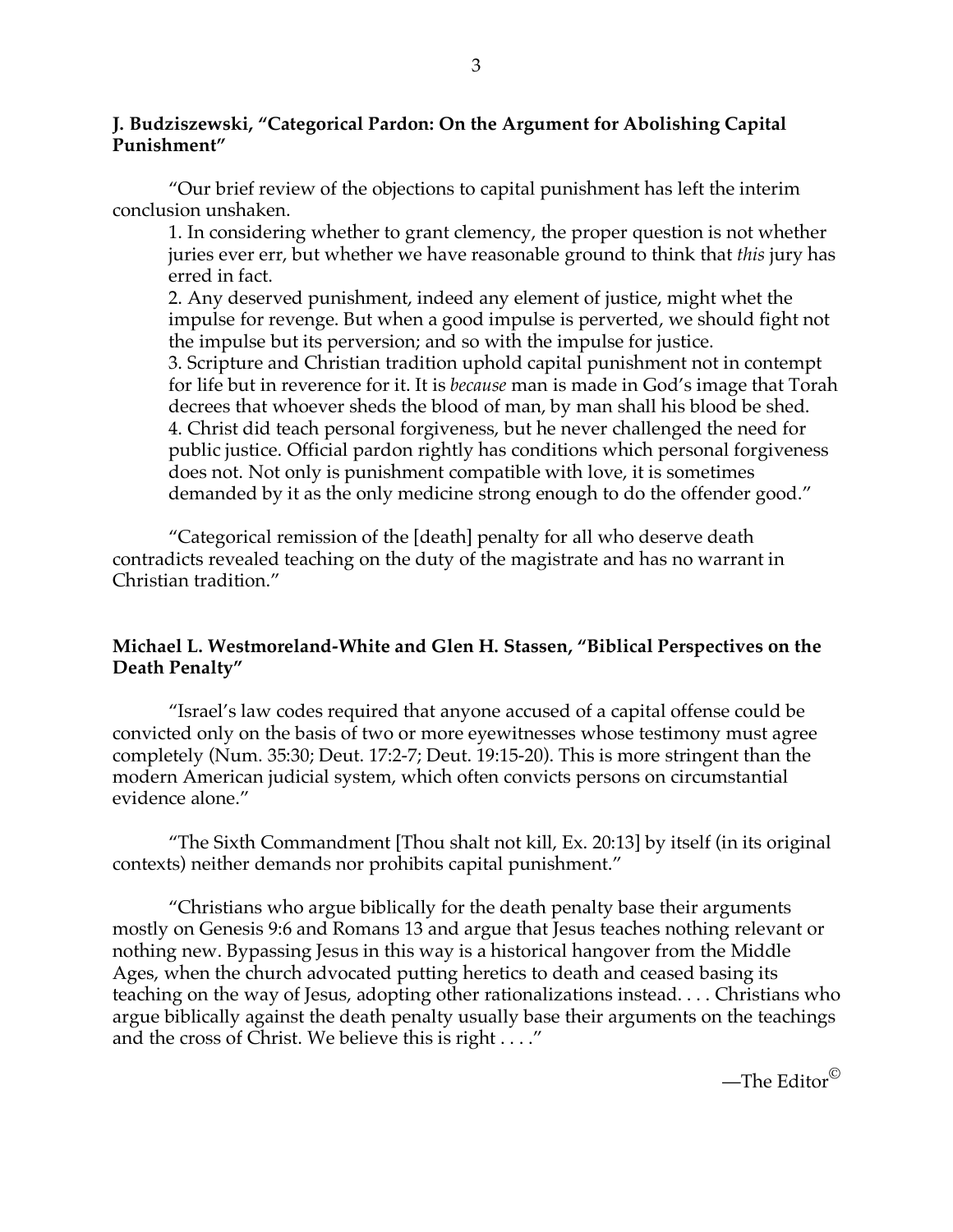**J. Budziszewski, "Categorical Pardon: On the Argument for Abolishing Capital Punishment"**

"Our brief review of the objections to capital punishment has left the interim conclusion unshaken.

1. In considering whether to grant clemency, the proper question is not whether juries ever err, but whether we have reasonable ground to think that *this* jury has erred in fact.
2. Any deserved punishment, indeed any element of justice, might whet the impulse for revenge. But when a good impulse is perverted, we should fight not the impulse but its perversion; and so with the impulse for justice.
3. Scripture and Christian tradition uphold capital punishment not in contempt for life but in reverence for it. It is *because* man is made in God's image that Torah decrees that whoever sheds the blood of man, by man shall his blood be shed.
4. Christ did teach personal forgiveness, but he never challenged the need for public justice. Official pardon rightly has conditions which personal forgiveness does not. Not only is punishment compatible with love, it is sometimes demanded by it as the only medicine strong enough to do the offender good."

"Categorical remission of the [death] penalty for all who deserve death contradicts revealed teaching on the duty of the magistrate and has no warrant in Christian tradition."

**Michael L. Westmoreland-White and Glen H. Stassen, "Biblical Perspectives on the Death Penalty"**

"Israel's law codes required that anyone accused of a capital offense could be convicted only on the basis of two or more eyewitnesses whose testimony must agree completely (Num. 35:30; Deut. 17:2-7; Deut. 19:15-20). This is more stringent than the modern American judicial system, which often convicts persons on circumstantial evidence alone."

"The Sixth Commandment [Thou shalt not kill, Ex. 20:13] by itself (in its original contexts) neither demands nor prohibits capital punishment."

"Christians who argue biblically for the death penalty base their arguments mostly on Genesis 9:6 and Romans 13 and argue that Jesus teaches nothing relevant or nothing new. Bypassing Jesus in this way is a historical hangover from the Middle Ages, when the church advocated putting heretics to death and ceased basing its teaching on the way of Jesus, adopting other rationalizations instead. . . . Christians who argue biblically against the death penalty usually base their arguments on the teachings and the cross of Christ. We believe this is right . . . ."

—The Editor©